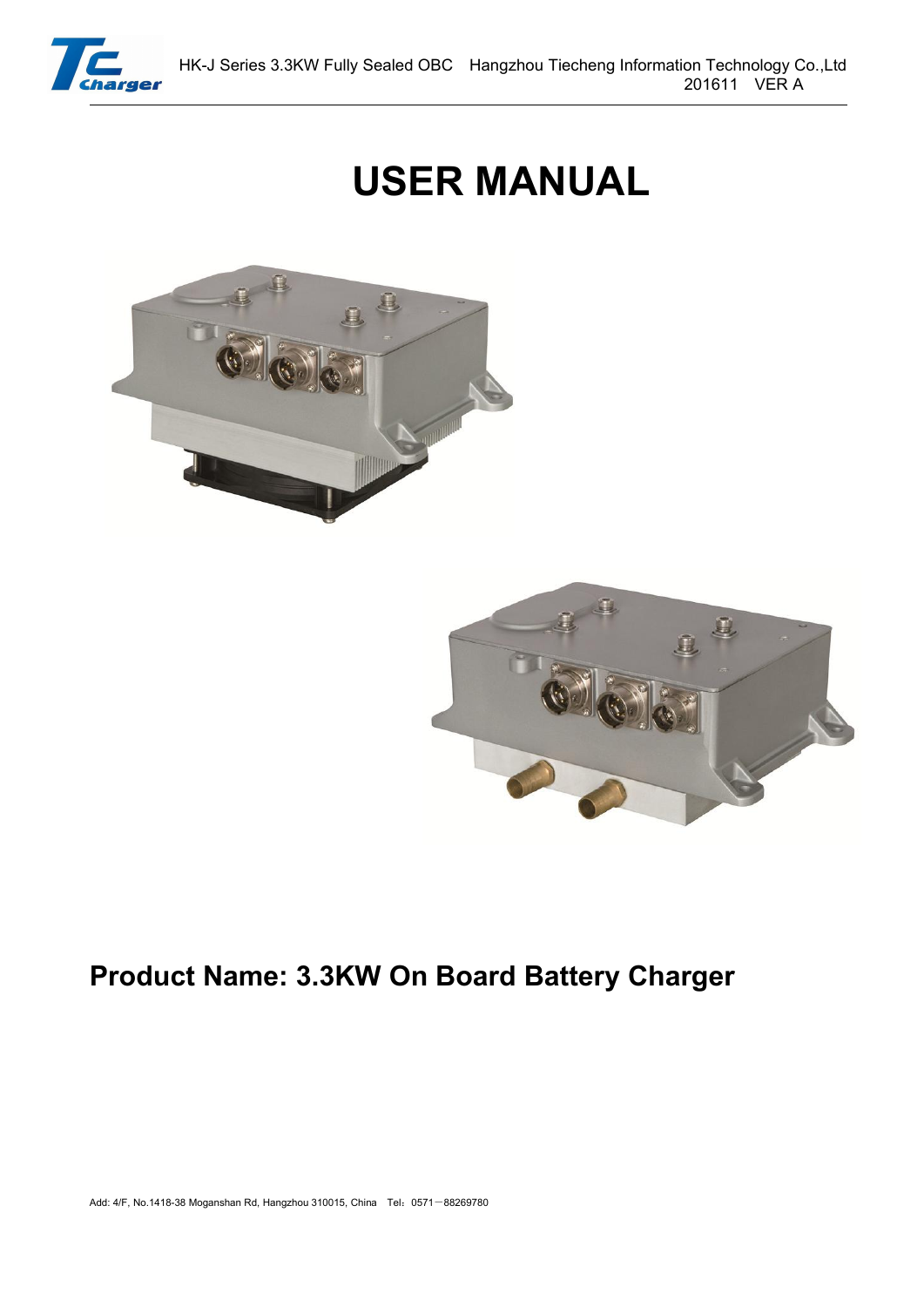# USER MANUAL

## Product Name: 3.3KW On Board Battery Charger

Add: 4/F, No.1418-38 Moganshan Rd, Hangzhou 310015, China Tel：0571－88269780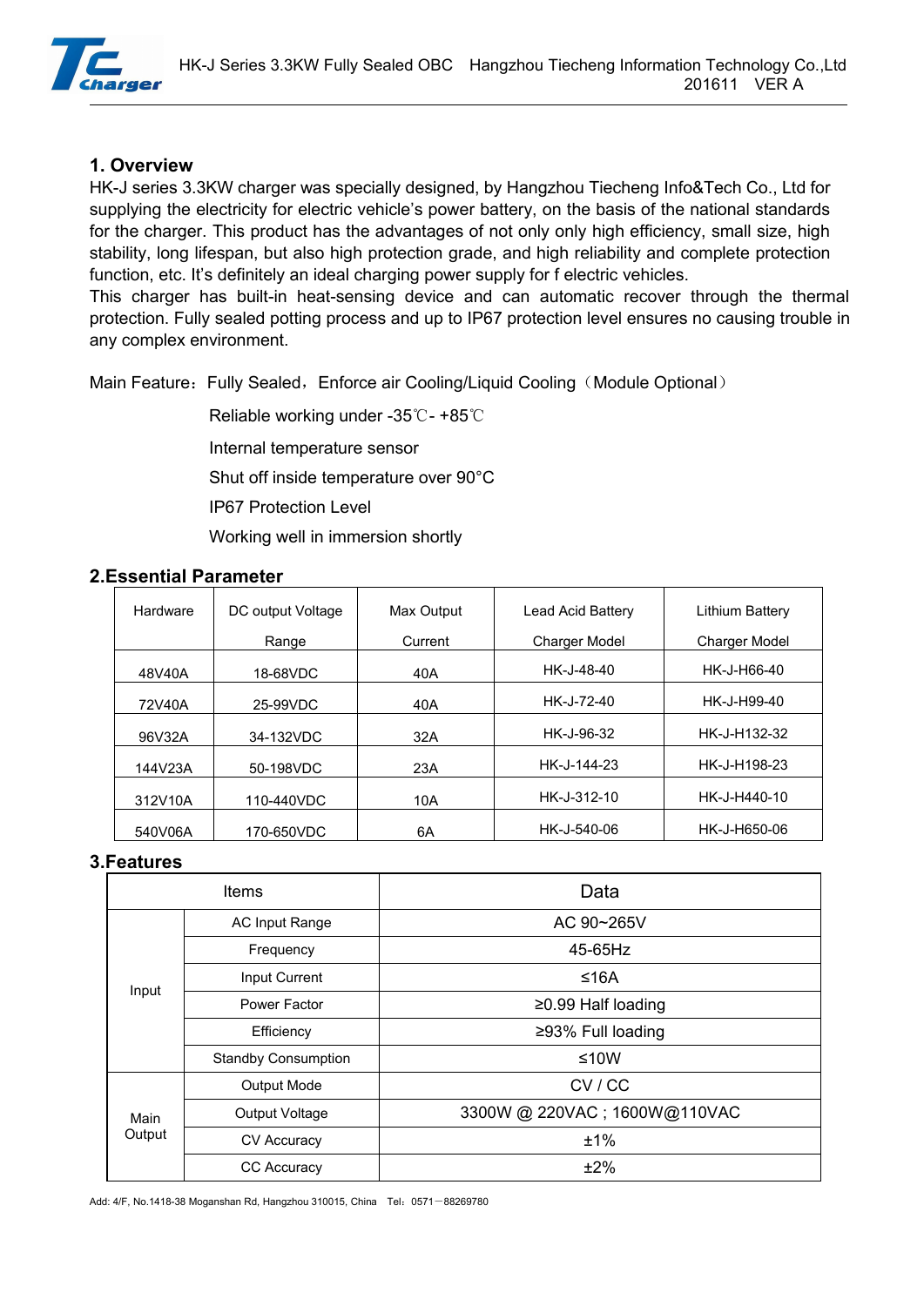## 1. Overview

HK-J series 3.3KW charger was specially designed, by Hangzhou Tiecheng Info&Tech Co., Ltd for supplying the electricity for electric vehicle's power battery, on the basis of the national standards for the charger. This product has the advantages of not only only high efficiency, small size, high stability, long lifespan, but also high protection grade, and high reliability and complete protection function, etc. It's definitely an ideal charging power supply for f electric vehicles.

This charger has built-in heat-sensing device and can automatic recover through the thermal protection. Fully sealed potting process and up to IP67 protection level ensures no causing trouble in any complex environment.

Main Feature：Fully Sealed，Enforce air Cooling/Liquid Cooling（Module Optional）

Reliable working under -35℃- +85℃

Internal temperature sensor

Shut off inside temperature over 90°C

IP67 Protection Level

Working well in immersion shortly

## 2.Essential Parameter

| Hardware | DC output Voltage Range | Max Output Current | Lead Acid Battery Charger Model | Lithium Battery Charger Model |
|---|---|---|---|---|
| 48V40A | 18-68VDC | 40A | HK-J-48-40 | HK-J-H66-40 |
| 72V40A | 25-99VDC | 40A | HK-J-72-40 | HK-J-H99-40 |
| 96V32A | 34-132VDC | 32A | HK-J-96-32 | HK-J-H132-32 |
| 144V23A | 50-198VDC | 23A | HK-J-144-23 | HK-J-H198-23 |
| 312V10A | 110-440VDC | 10A | HK-J-312-10 | HK-J-H440-10 |
| 540V06A | 170-650VDC | 6A | HK-J-540-06 | HK-J-H650-06 |

## 3.Features

| Items | | Data |
|---|---|---|
| Input | AC Input Range | AC 90~265V |
| | Frequency | 45-65Hz |
| | Input Current | ≤16A |
| | Power Factor | ≥0.99 Half loading |
| | Efficiency | ≥93% Full loading |
| | Standby Consumption | ≤10W |
| Main Output | Output Mode | CV / CC |
| | Output Voltage | 3300W @ 220VAC ; 1600W@110VAC |
| | CV Accuracy | ±1% |
| | CC Accuracy | ±2% |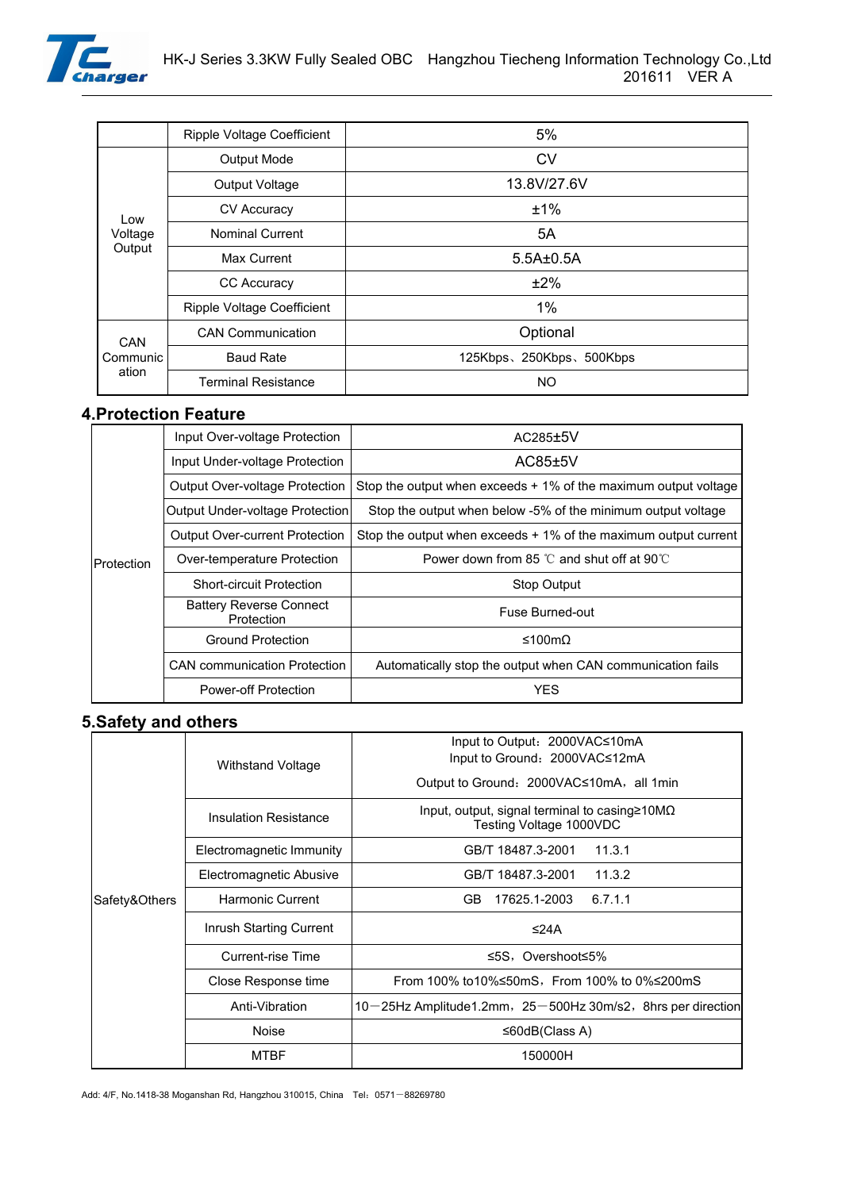| | Ripple Voltage Coefficient | 5% |
|---|---|---|
| Low Voltage Output | Output Mode | CV |
| | Output Voltage | 13.8V/27.6V |
| | CV Accuracy | ±1% |
| | Nominal Current | 5A |
| | Max Current | 5.5A±0.5A |
| | CC Accuracy | ±2% |
| | Ripple Voltage Coefficient | 1% |
| CAN Communication | CAN Communication | Optional |
| | Baud Rate | 125Kbps、250Kbps、500Kbps |
| | Terminal Resistance | NO |

## 4.Protection Feature

| | | |
|---|---|---|
| Protection | Input Over-voltage Protection | AC285±5V |
| | Input Under-voltage Protection | AC85±5V |
| | Output Over-voltage Protection | Stop the output when exceeds + 1% of the maximum output voltage |
| | Output Under-voltage Protection | Stop the output when below -5% of the minimum output voltage |
| | Output Over-current Protection | Stop the output when exceeds + 1% of the maximum output current |
| | Over-temperature Protection | Power down from 85 ℃ and shut off at 90℃ |
| | Short-circuit Protection | Stop Output |
| | Battery Reverse Connect Protection | Fuse Burned-out |
| | Ground Protection | ≤100mΩ |
| | CAN communication Protection | Automatically stop the output when CAN communication fails |
| | Power-off Protection | YES |

## 5.Safety and others

| | | |
|---|---|---|
| Safety&Others | Withstand Voltage | Input to Output：2000VAC≤10mA<br>Input to Ground：2000VAC≤12mA<br>Output to Ground：2000VAC≤10mA，all 1min |
| | Insulation Resistance | Input, output, signal terminal to casing≥10MΩ<br>Testing Voltage 1000VDC |
| | Electromagnetic Immunity | GB/T 18487.3-2001 11.3.1 |
| | Electromagnetic Abusive | GB/T 18487.3-2001 11.3.2 |
| | Harmonic Current | GB 17625.1-2003 6.7.1.1 |
| | Inrush Starting Current | ≤24A |
| | Current-rise Time | ≤5S，Overshoot≤5% |
| | Close Response time | From 100% to10%≤50mS，From 100% to 0%≤200mS |
| | Anti-Vibration | 10—25Hz Amplitude1.2mm，25—500Hz 30m/s2，8hrs per direction |
| | Noise | ≤60dB(Class A) |
| | MTBF | 150000H |

Add: 4/F, No.1418-38 Moganshan Rd, Hangzhou 310015, China Tel：0571—88269780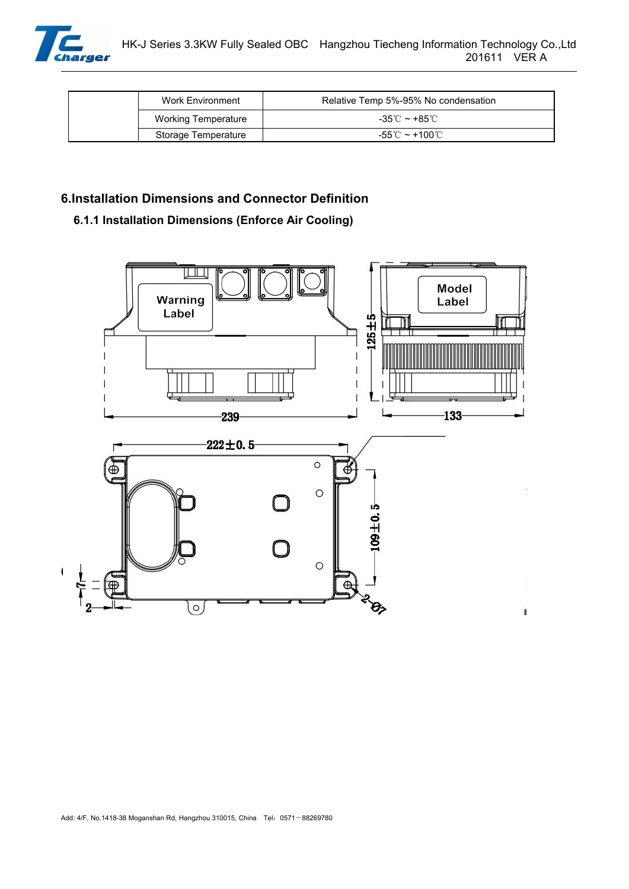|  | Work Environment | Relative Temp 5%-95% No condensation |
| --- | --- | --- |
|  | Working Temperature | -35℃ ~ +85℃ |
|  | Storage Temperature | -55℃ ~ +100℃ |

## 6.Installation Dimensions and Connector Definition

### 6.1.1 Installation Dimensions (Enforce Air Cooling)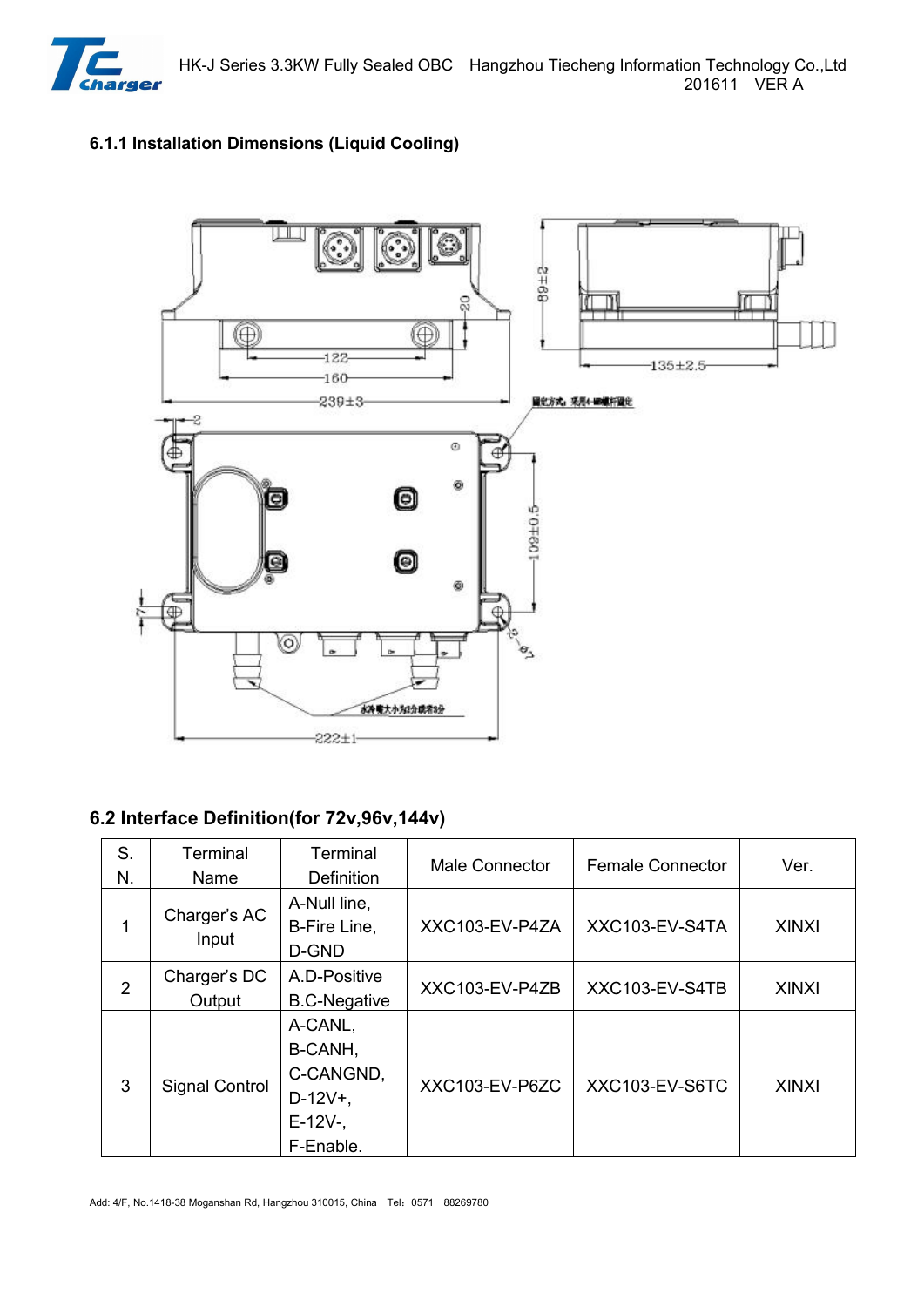### 6.1.1 Installation Dimensions (Liquid Cooling)

## 6.2 Interface Definition(for 72v,96v,144v)

| S. N. | Terminal Name | Terminal Definition | Male Connector | Female Connector | Ver. |
|---|---|---|---|---|---|
| 1 | Charger's AC Input | A-Null line, B-Fire Line, D-GND | XXC103-EV-P4ZA | XXC103-EV-S4TA | XINXI |
| 2 | Charger's DC Output | A.D-Positive B.C-Negative | XXC103-EV-P4ZB | XXC103-EV-S4TB | XINXI |
| 3 | Signal Control | A-CANL, B-CANH, C-CANGND, D-12V+, E-12V-, F-Enable. | XXC103-EV-P6ZC | XXC103-EV-S6TC | XINXI |

Add: 4/F, No.1418-38 Moganshan Rd, Hangzhou 310015, China Tel：0571－88269780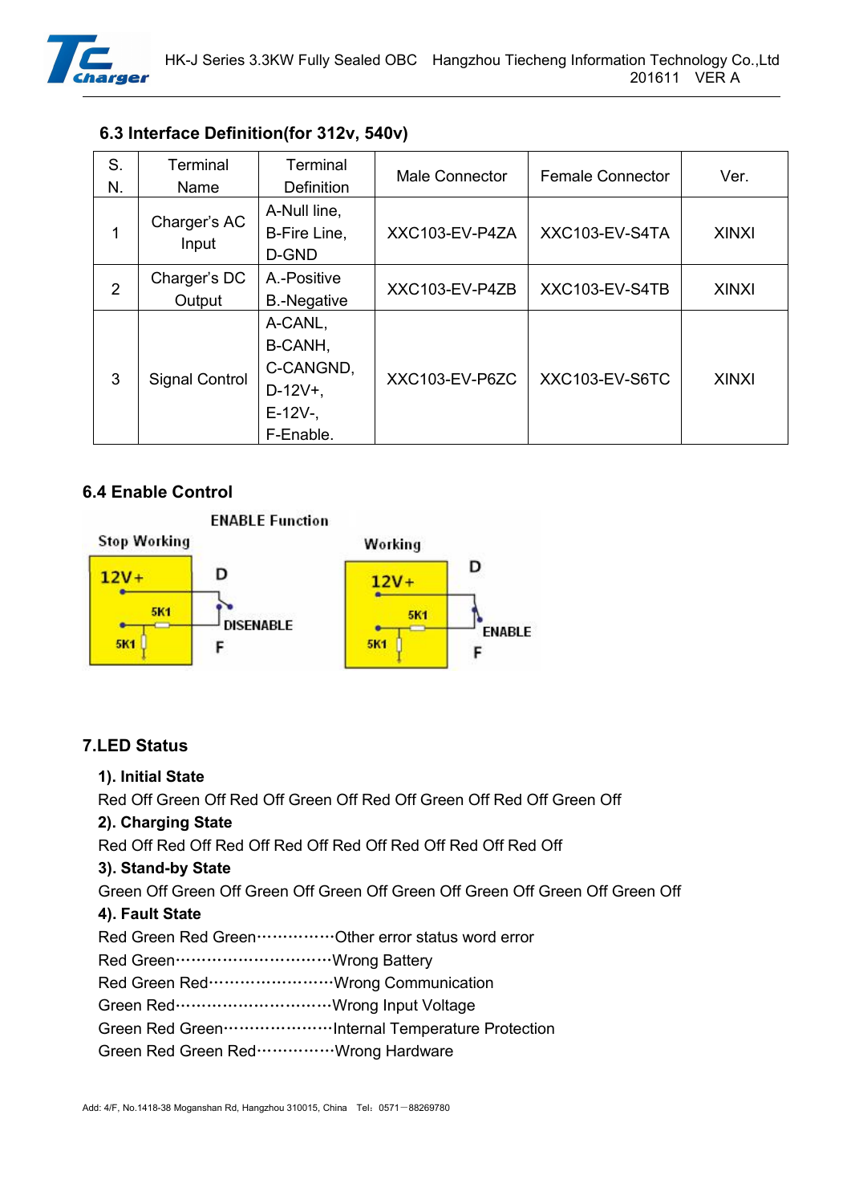### 6.3 Interface Definition(for 312v, 540v)

| S. N. | Terminal Name | Terminal Definition | Male Connector | Female Connector | Ver. |
|---|---|---|---|---|---|
| 1 | Charger's AC Input | A-Null line, B-Fire Line, D-GND | XXC103-EV-P4ZA | XXC103-EV-S4TA | XINXI |
| 2 | Charger's DC Output | A.-Positive B.-Negative | XXC103-EV-P4ZB | XXC103-EV-S4TB | XINXI |
| 3 | Signal Control | A-CANL, B-CANH, C-CANGND, D-12V+, E-12V-, F-Enable. | XXC103-EV-P6ZC | XXC103-EV-S6TC | XINXI |

### 6.4 Enable Control

ENABLE Function

Stop Working — 12V+, 5K1, 5K1, D, DISENABLE, F

Working — 12V+, 5K1, 5K1, D, ENABLE, F

## 7.LED Status

**1). Initial State**

Red Off Green Off Red Off Green Off Red Off Green Off Red Off Green Off

**2). Charging State**

Red Off Red Off Red Off Red Off Red Off Red Off Red Off Red Off

**3). Stand-by State**

Green Off Green Off Green Off Green Off Green Off Green Off Green Off Green Off

**4). Fault State**

Red Green Red Green···············Other error status word error

Red Green······························Wrong Battery

Red Green Red························Wrong Communication

Green Red······························Wrong Input Voltage

Green Red Green·····················Internal Temperature Protection

Green Red Green Red···············Wrong Hardware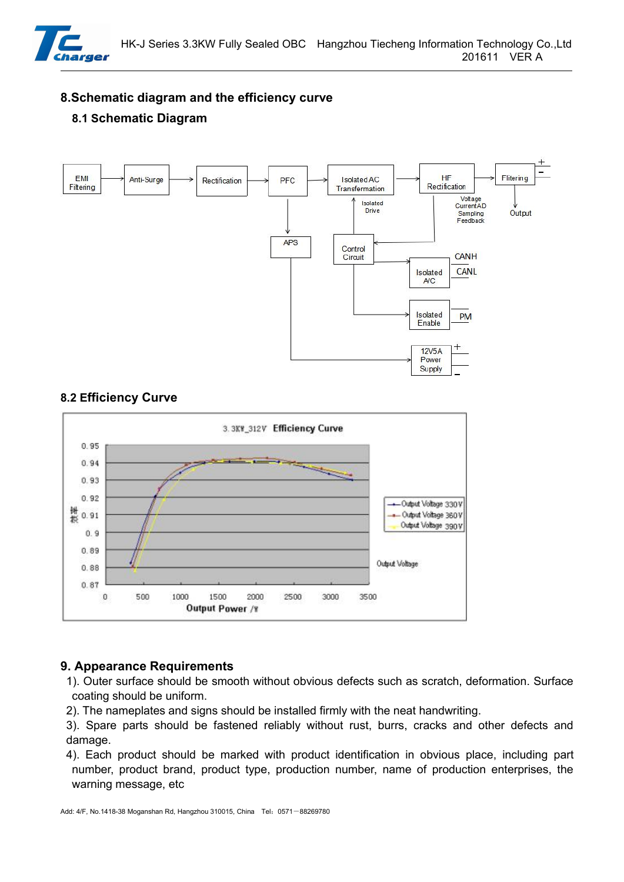## 8. Schematic diagram and the efficiency curve

### 8.1 Schematic Diagram

EMI Filtering → Anti-Surge → Rectification → PFC → Isolated AC Transformation → HF Rectification → Filtering → Output

PFC → APS → 12V5A Power Supply

Control Circuit → Isolated Drive → Isolated AC Transformation

HF Rectification → Voltage CurrentAD Sampling Feedback → Control Circuit

Control Circuit → Isolated A/C → CANH, CANL

Control Circuit → Isolated Enable → PM

### 8.2 Efficiency Curve

3.3KW_312V Efficiency Curve

(Efficiency vs. Output Power /W; curves: Output Voltage 330V, Output Voltage 360V, Output Voltage 390V)

## 9. Appearance Requirements

1). Outer surface should be smooth without obvious defects such as scratch, deformation. Surface coating should be uniform.

2). The nameplates and signs should be installed firmly with the neat handwriting.

3). Spare parts should be fastened reliably without rust, burrs, cracks and other defects and damage.

4). Each product should be marked with product identification in obvious place, including part number, product brand, product type, production number, name of production enterprises, the warning message, etc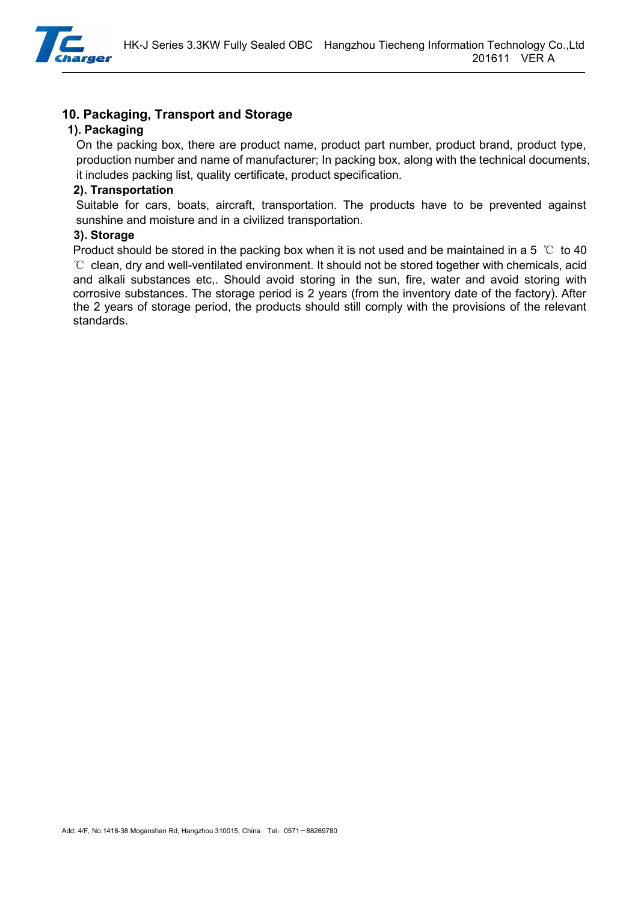## 10. Packaging, Transport and Storage

### 1). Packaging

On the packing box, there are product name, product part number, product brand, product type, production number and name of manufacturer; In packing box, along with the technical documents, it includes packing list, quality certificate, product specification.

### 2). Transportation

Suitable for cars, boats, aircraft, transportation. The products have to be prevented against sunshine and moisture and in a civilized transportation.

### 3). Storage

Product should be stored in the packing box when it is not used and be maintained in a 5 ℃ to 40 ℃ clean, dry and well-ventilated environment. It should not be stored together with chemicals, acid and alkali substances etc,. Should avoid storing in the sun, fire, water and avoid storing with corrosive substances. The storage period is 2 years (from the inventory date of the factory). After the 2 years of storage period, the products should still comply with the provisions of the relevant standards.